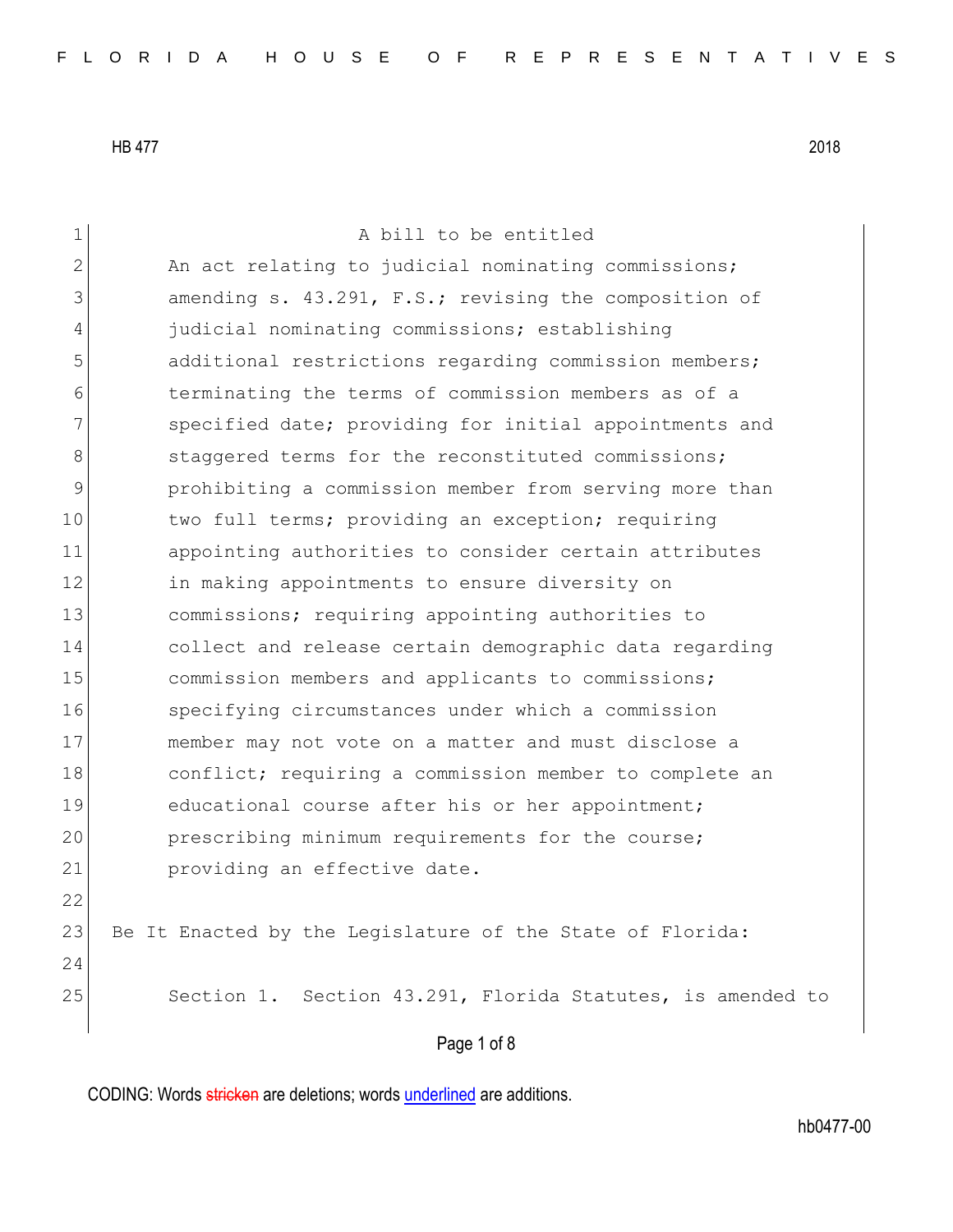HB 477 2018

A bill to be entitled

An act relating to judicial nominating commissions; amending s. 43.291, F.S.; revising the composition of judicial nominating commissions; establishing additional restrictions regarding commission members; terminating the terms of commission members as of a specified date; providing for initial appointments and staggered terms for the reconstituted commissions; prohibiting a commission member from serving more than two full terms; providing an exception; requiring appointing authorities to consider certain attributes in making appointments to ensure diversity on commissions; requiring appointing authorities to collect and release certain demographic data regarding commission members and applicants to commissions; specifying circumstances under which a commission member may not vote on a matter and must disclose a conflict; requiring a commission member to complete an educational course after his or her appointment; prescribing minimum requirements for the course; providing an effective date.

Be It Enacted by the Legislature of the State of Florida:

Section 1. Section 43.291, Florida Statutes, is amended to

CODING: Words stricken are deletions; words underlined are additions.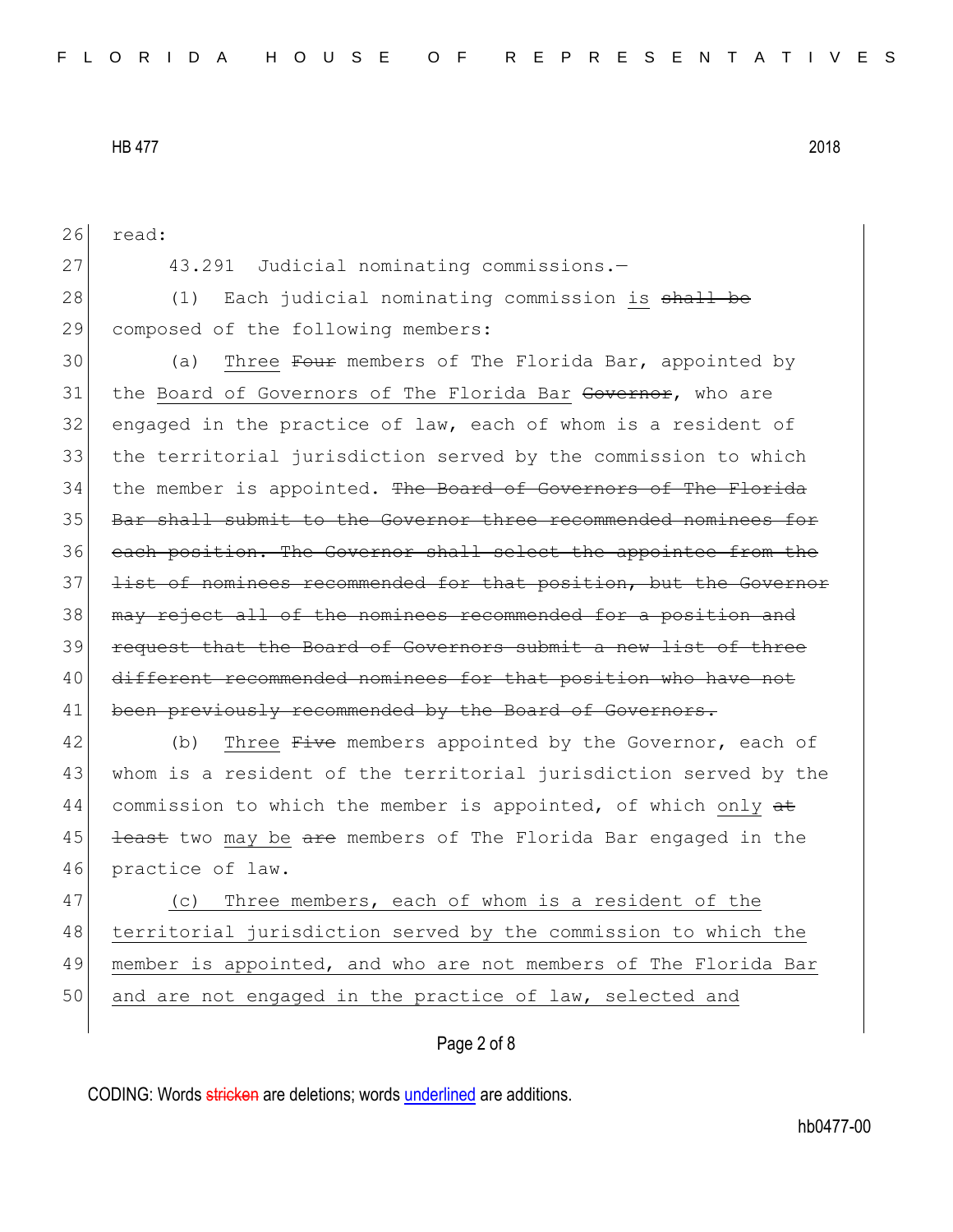read:

43.291 Judicial nominating commissions.—

(1) Each judicial nominating commission is ~~shall be~~ composed of the following members:

(a) Three ~~Four~~ members of The Florida Bar, appointed by the Board of Governors of The Florida Bar ~~Governor~~, who are engaged in the practice of law, each of whom is a resident of the territorial jurisdiction served by the commission to which the member is appointed. ~~The Board of Governors of The Florida Bar shall submit to the Governor three recommended nominees for each position. The Governor shall select the appointee from the list of nominees recommended for that position, but the Governor may reject all of the nominees recommended for a position and request that the Board of Governors submit a new list of three different recommended nominees for that position who have not been previously recommended by the Board of Governors.~~

(b) Three ~~Five~~ members appointed by the Governor, each of whom is a resident of the territorial jurisdiction served by the commission to which the member is appointed, of which only ~~at least~~ two may be ~~are~~ members of The Florida Bar engaged in the practice of law.

(c) Three members, each of whom is a resident of the territorial jurisdiction served by the commission to which the member is appointed, and who are not members of The Florida Bar and are not engaged in the practice of law, selected and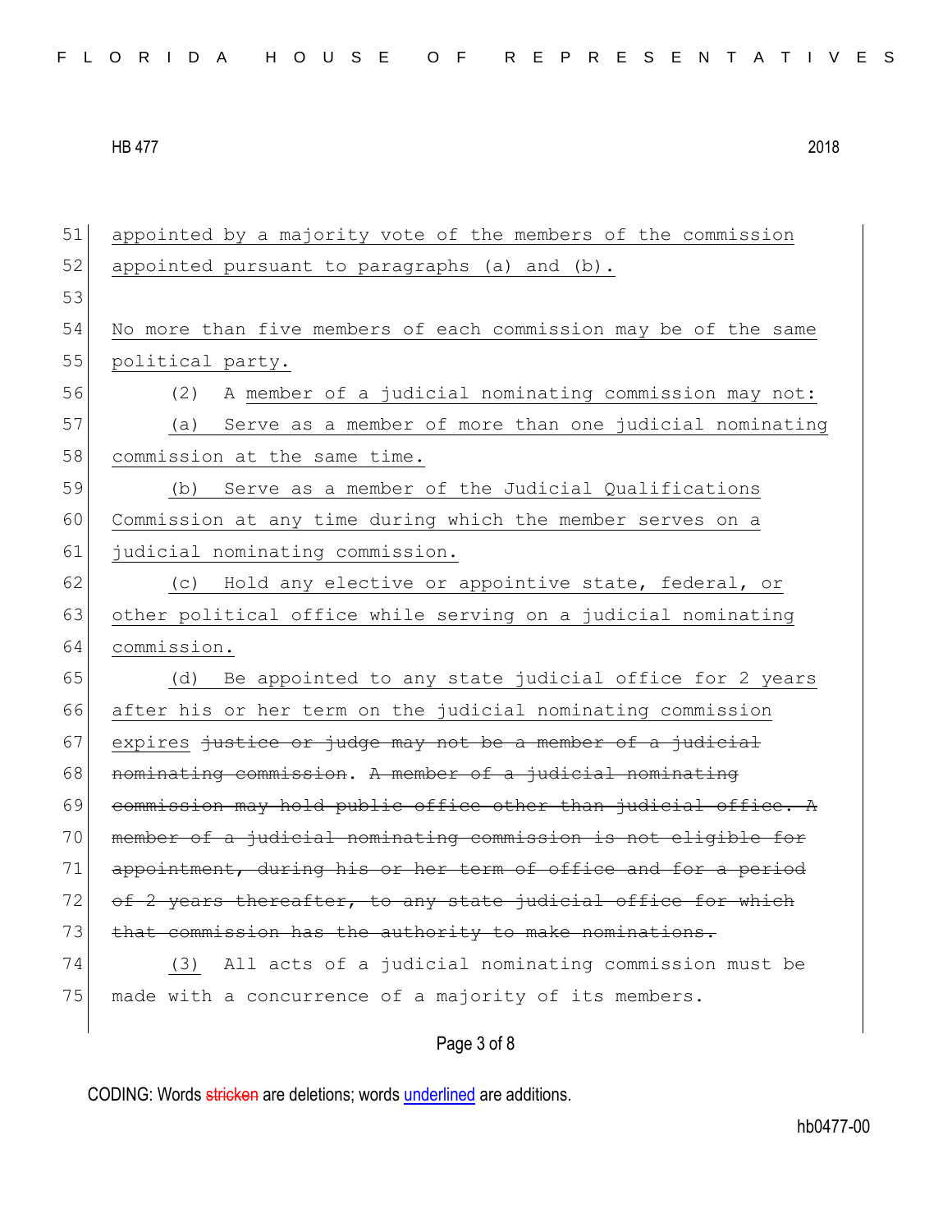51 appointed by a majority vote of the members of the commission
52 appointed pursuant to paragraphs (a) and (b).
53
54 No more than five members of each commission may be of the same
55 political party.

56 (2) A member of a judicial nominating commission may not:

57 (a) Serve as a member of more than one judicial nominating
58 commission at the same time.

59 (b) Serve as a member of the Judicial Qualifications
60 Commission at any time during which the member serves on a
61 judicial nominating commission.

62 (c) Hold any elective or appointive state, federal, or
63 other political office while serving on a judicial nominating
64 commission.

65 (d) Be appointed to any state judicial office for 2 years
66 after his or her term on the judicial nominating commission
67 expires ~~justice or judge may not be a member of a judicial~~
68 ~~nominating commission~~. ~~A member of a judicial nominating~~
69 ~~commission may hold public office other than judicial office. A~~
70 ~~member of a judicial nominating commission is not eligible for~~
71 ~~appointment, during his or her term of office and for a period~~
72 ~~of 2 years thereafter, to any state judicial office for which~~
73 ~~that commission has the authority to make nominations.~~

74 (3) All acts of a judicial nominating commission must be
75 made with a concurrence of a majority of its members.

CODING: Words ~~stricken~~ are deletions; words underlined are additions.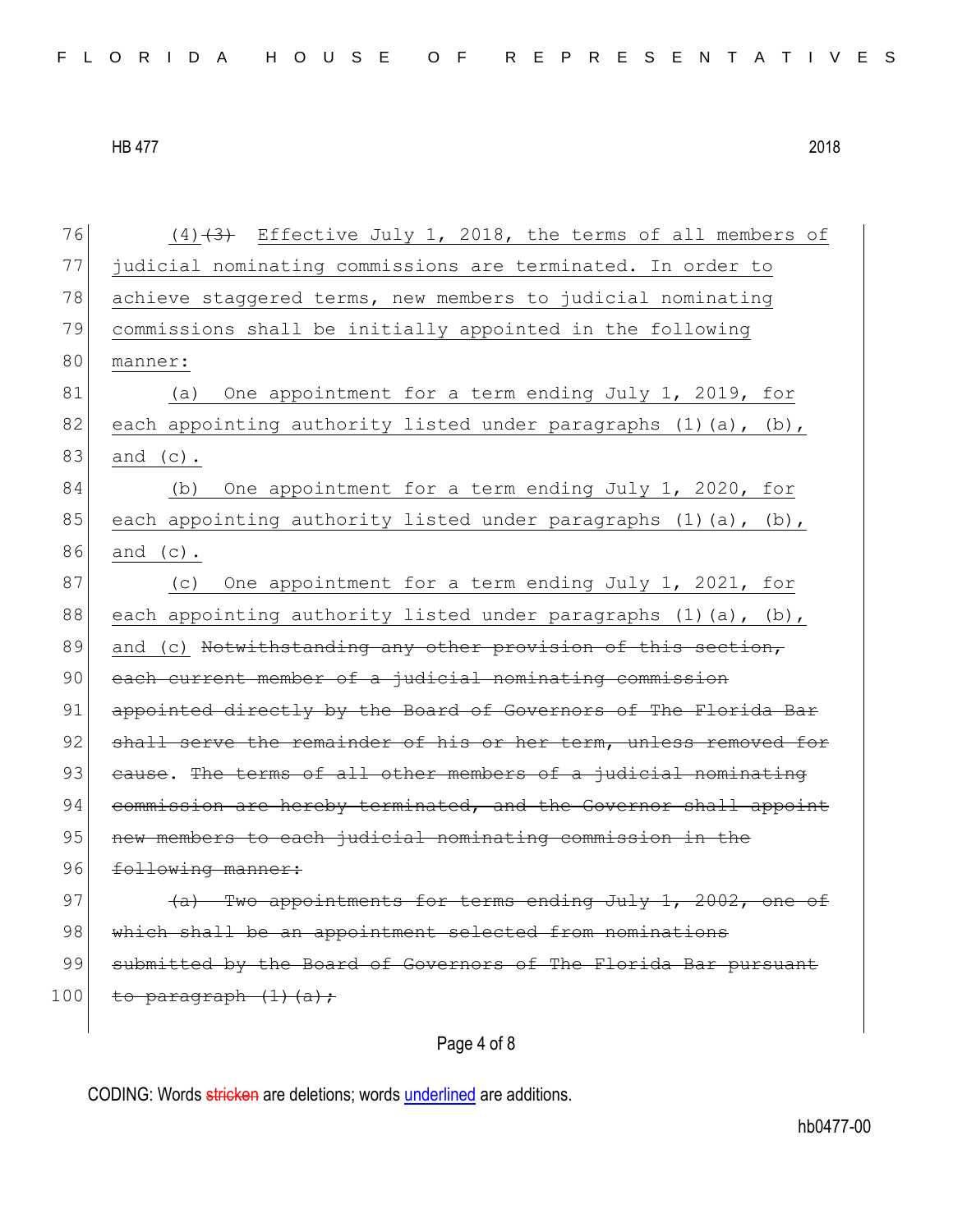76 (4) ~~(3)~~ Effective July 1, 2018, the terms of all members of
77 judicial nominating commissions are terminated. In order to
78 achieve staggered terms, new members to judicial nominating
79 commissions shall be initially appointed in the following
80 manner:

81 (a) One appointment for a term ending July 1, 2019, for
82 each appointing authority listed under paragraphs (1)(a), (b),
83 and (c).

84 (b) One appointment for a term ending July 1, 2020, for
85 each appointing authority listed under paragraphs (1)(a), (b),
86 and (c).

87 (c) One appointment for a term ending July 1, 2021, for
88 each appointing authority listed under paragraphs (1)(a), (b),
89 and (c) ~~Notwithstanding any other provision of this section,~~
90 ~~each current member of a judicial nominating commission~~
91 ~~appointed directly by the Board of Governors of The Florida Bar~~
92 ~~shall serve the remainder of his or her term, unless removed for~~
93 ~~cause~~. ~~The terms of all other members of a judicial nominating~~
94 ~~commission are hereby terminated, and the Governor shall appoint~~
95 ~~new members to each judicial nominating commission in the~~
96 ~~following manner:~~

97 ~~(a) Two appointments for terms ending July 1, 2002, one of~~
98 ~~which shall be an appointment selected from nominations~~
99 ~~submitted by the Board of Governors of The Florida Bar pursuant~~
100 ~~to paragraph (1)(a);~~

CODING: Words ~~stricken~~ are deletions; words underlined are additions.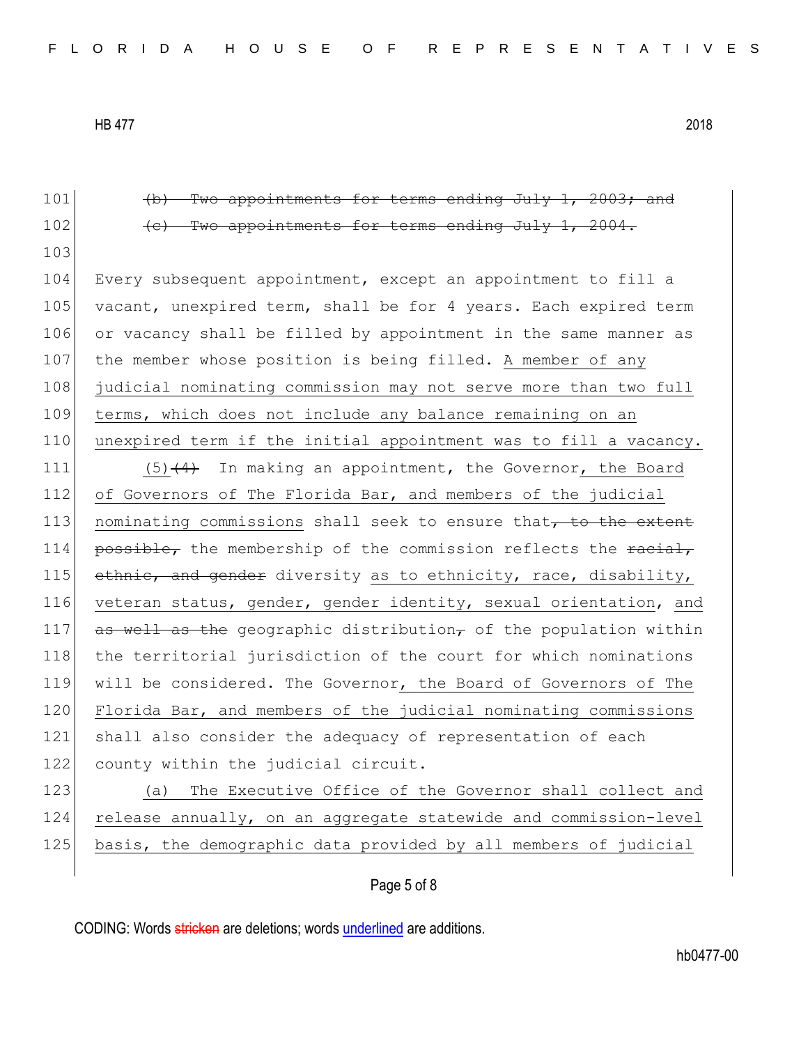101 ~~(b) Two appointments for terms ending July 1, 2003; and~~
102 ~~(c) Two appointments for terms ending July 1, 2004.~~
103
104 Every subsequent appointment, except an appointment to fill a
105 vacant, unexpired term, shall be for 4 years. Each expired term
106 or vacancy shall be filled by appointment in the same manner as
107 the member whose position is being filled. <u>A member of any</u>
108 <u>judicial nominating commission may not serve more than two full</u>
109 <u>terms, which does not include any balance remaining on an</u>
110 <u>unexpired term if the initial appointment was to fill a vacancy.</u>
111 <u>(5)</u>~~(4)~~ In making an appointment, the Governor<u>, the Board</u>
112 <u>of Governors of The Florida Bar, and members of the judicial</u>
113 <u>nominating commissions</u> shall seek to ensure that~~, to the extent~~
114 ~~possible,~~ the membership of the commission reflects the ~~racial,~~
115 ~~ethnic, and gender~~ diversity <u>as to ethnicity, race, disability,</u>
116 <u>veteran status, gender, gender identity, sexual orientation, and</u>
117 ~~as well as the~~ geographic distribution~~,~~ of the population within
118 the territorial jurisdiction of the court for which nominations
119 will be considered. The Governor<u>, the Board of Governors of The</u>
120 <u>Florida Bar, and members of the judicial nominating commissions</u>
121 shall also consider the adequacy of representation of each
122 county within the judicial circuit.
123 <u>(a) The Executive Office of the Governor shall collect and</u>
124 <u>release annually, on an aggregate statewide and commission-level</u>
125 <u>basis, the demographic data provided by all members of judicial</u>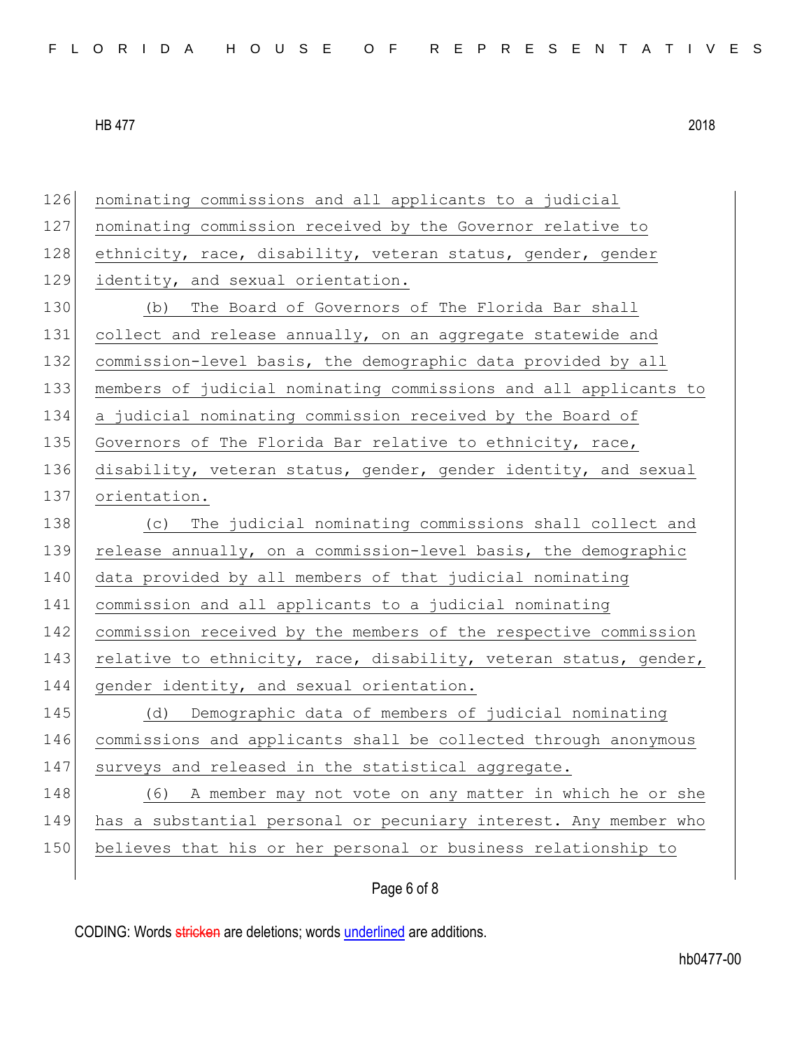nominating commissions and all applicants to a judicial nominating commission received by the Governor relative to ethnicity, race, disability, veteran status, gender, gender identity, and sexual orientation.

(b) The Board of Governors of The Florida Bar shall collect and release annually, on an aggregate statewide and commission-level basis, the demographic data provided by all members of judicial nominating commissions and all applicants to a judicial nominating commission received by the Board of Governors of The Florida Bar relative to ethnicity, race, disability, veteran status, gender, gender identity, and sexual orientation.

(c) The judicial nominating commissions shall collect and release annually, on a commission-level basis, the demographic data provided by all members of that judicial nominating commission and all applicants to a judicial nominating commission received by the members of the respective commission relative to ethnicity, race, disability, veteran status, gender, gender identity, and sexual orientation.

(d) Demographic data of members of judicial nominating commissions and applicants shall be collected through anonymous surveys and released in the statistical aggregate.

(6) A member may not vote on any matter in which he or she has a substantial personal or pecuniary interest. Any member who believes that his or her personal or business relationship to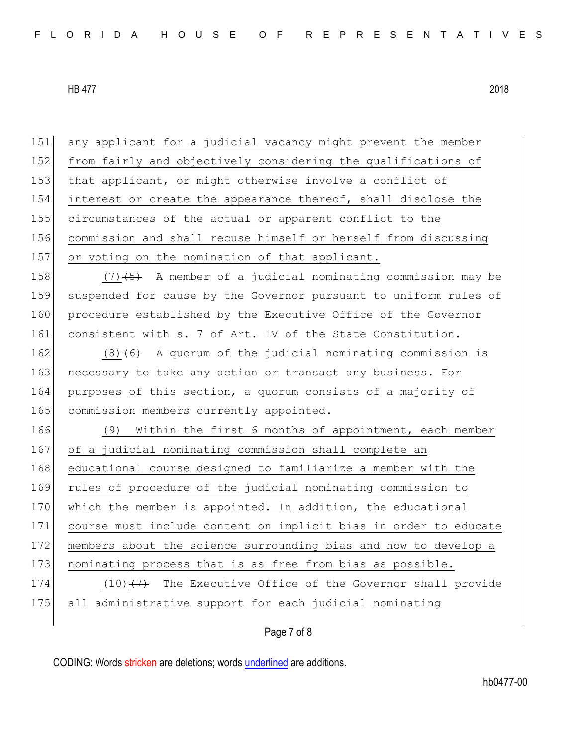any applicant for a judicial vacancy might prevent the member from fairly and objectively considering the qualifications of that applicant, or might otherwise involve a conflict of interest or create the appearance thereof, shall disclose the circumstances of the actual or apparent conflict to the commission and shall recuse himself or herself from discussing or voting on the nomination of that applicant.

(7) ~~(5)~~ A member of a judicial nominating commission may be suspended for cause by the Governor pursuant to uniform rules of procedure established by the Executive Office of the Governor consistent with s. 7 of Art. IV of the State Constitution.

(8) ~~(6)~~ A quorum of the judicial nominating commission is necessary to take any action or transact any business. For purposes of this section, a quorum consists of a majority of commission members currently appointed.

(9) Within the first 6 months of appointment, each member of a judicial nominating commission shall complete an educational course designed to familiarize a member with the rules of procedure of the judicial nominating commission to which the member is appointed. In addition, the educational course must include content on implicit bias in order to educate members about the science surrounding bias and how to develop a nominating process that is as free from bias as possible.

(10) ~~(7)~~ The Executive Office of the Governor shall provide all administrative support for each judicial nominating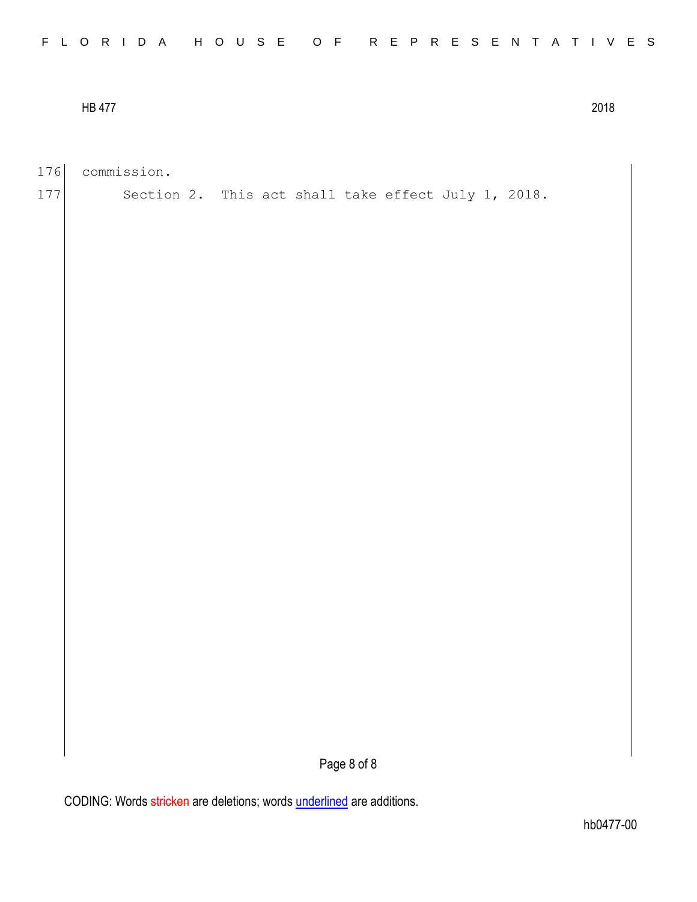176 commission.

177 Section 2. This act shall take effect July 1, 2018.